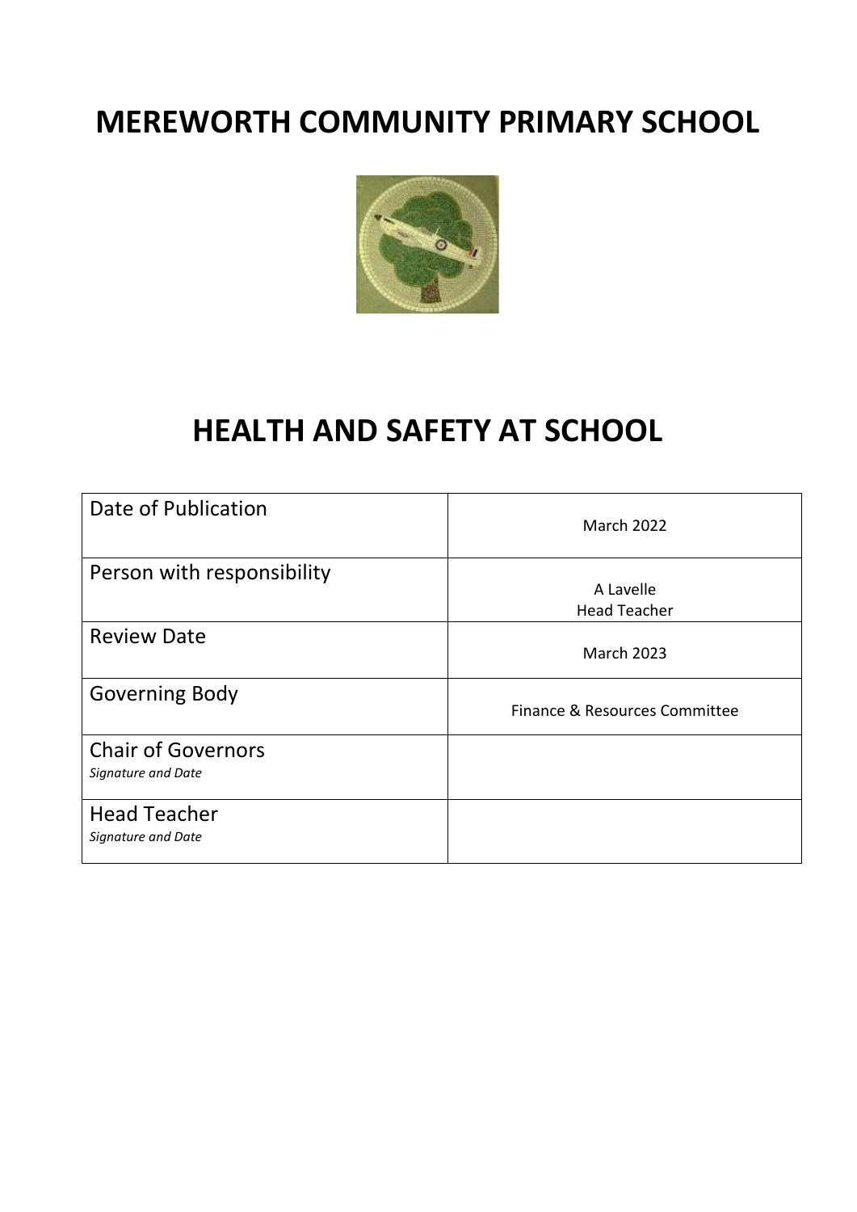# MEREWORTH COMMUNITY PRIMARY SCHOOL

# HEALTH AND SAFETY AT SCHOOL

| | |
|---|---|
| Date of Publication | March 2022 |
| Person with responsibility | A Lavelle<br>Head Teacher |
| Review Date | March 2023 |
| Governing Body | Finance & Resources Committee |
| Chair of Governors<br>*Signature and Date* | |
| Head Teacher<br>*Signature and Date* | |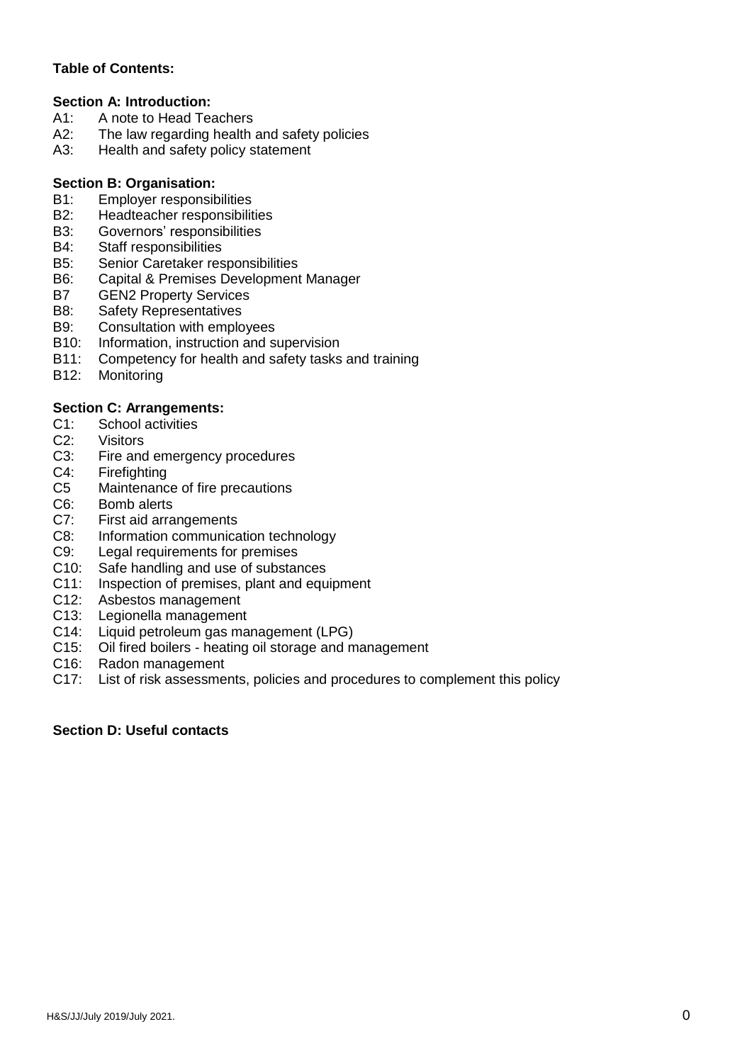**Table of Contents:**

**Section A: Introduction:**

- A1: A note to Head Teachers
- A2: The law regarding health and safety policies
- A3: Health and safety policy statement

**Section B: Organisation:**

- B1: Employer responsibilities
- B2: Headteacher responsibilities
- B3: Governors' responsibilities
- B4: Staff responsibilities
- B5: Senior Caretaker responsibilities
- B6: Capital & Premises Development Manager
- B7 GEN2 Property Services
- B8: Safety Representatives
- B9: Consultation with employees
- B10: Information, instruction and supervision
- B11: Competency for health and safety tasks and training
- B12: Monitoring

**Section C: Arrangements:**

- C1: School activities
- C2: Visitors
- C3: Fire and emergency procedures
- C4: Firefighting
- C5 Maintenance of fire precautions
- C6: Bomb alerts
- C7: First aid arrangements
- C8: Information communication technology
- C9: Legal requirements for premises
- C10: Safe handling and use of substances
- C11: Inspection of premises, plant and equipment
- C12: Asbestos management
- C13: Legionella management
- C14: Liquid petroleum gas management (LPG)
- C15: Oil fired boilers - heating oil storage and management
- C16: Radon management
- C17: List of risk assessments, policies and procedures to complement this policy

**Section D: Useful contacts**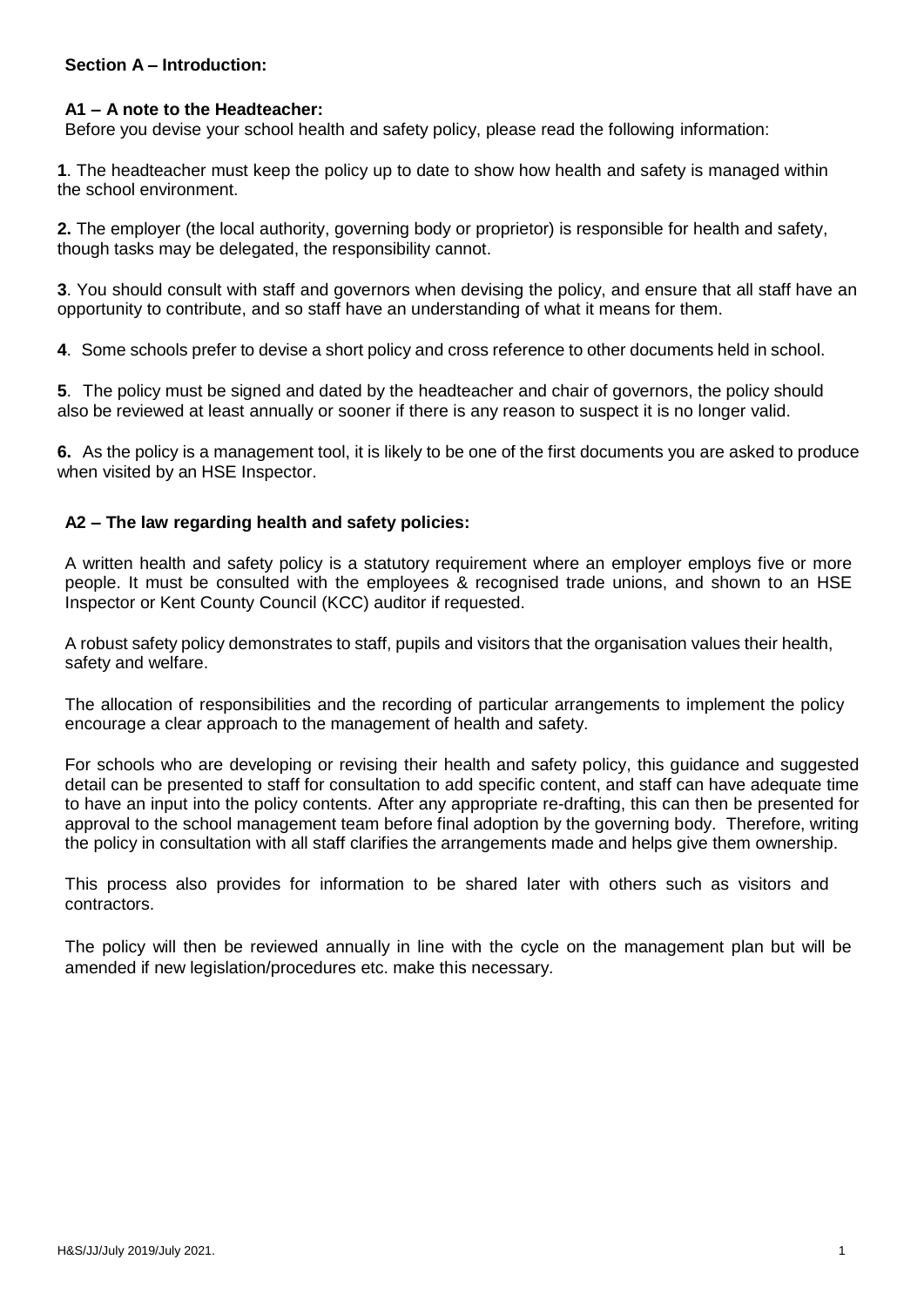## Section A – Introduction:

### A1 – A note to the Headteacher:

Before you devise your school health and safety policy, please read the following information:

**1**. The headteacher must keep the policy up to date to show how health and safety is managed within the school environment.

**2.** The employer (the local authority, governing body or proprietor) is responsible for health and safety, though tasks may be delegated, the responsibility cannot.

**3**. You should consult with staff and governors when devising the policy, and ensure that all staff have an opportunity to contribute, and so staff have an understanding of what it means for them.

**4**. Some schools prefer to devise a short policy and cross reference to other documents held in school.

**5**. The policy must be signed and dated by the headteacher and chair of governors, the policy should also be reviewed at least annually or sooner if there is any reason to suspect it is no longer valid.

**6.** As the policy is a management tool, it is likely to be one of the first documents you are asked to produce when visited by an HSE Inspector.

### A2 – The law regarding health and safety policies:

A written health and safety policy is a statutory requirement where an employer employs five or more people. It must be consulted with the employees & recognised trade unions, and shown to an HSE Inspector or Kent County Council (KCC) auditor if requested.

A robust safety policy demonstrates to staff, pupils and visitors that the organisation values their health, safety and welfare.

The allocation of responsibilities and the recording of particular arrangements to implement the policy encourage a clear approach to the management of health and safety.

For schools who are developing or revising their health and safety policy, this guidance and suggested detail can be presented to staff for consultation to add specific content, and staff can have adequate time to have an input into the policy contents. After any appropriate re-drafting, this can then be presented for approval to the school management team before final adoption by the governing body. Therefore, writing the policy in consultation with all staff clarifies the arrangements made and helps give them ownership.

This process also provides for information to be shared later with others such as visitors and contractors.

The policy will then be reviewed annually in line with the cycle on the management plan but will be amended if new legislation/procedures etc. make this necessary.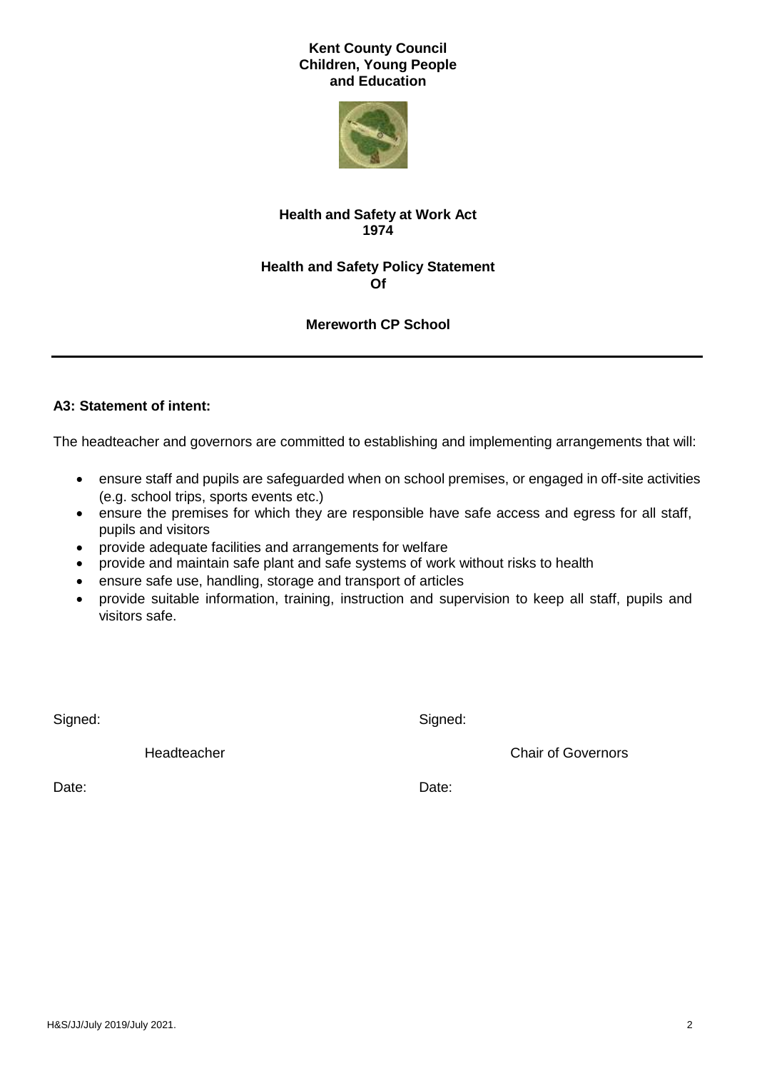**Kent County Council**
**Children, Young People**
**and Education**

**Health and Safety at Work Act**
**1974**

**Health and Safety Policy Statement**
**Of**

**Mereworth CP School**

---

### A3: Statement of intent:

The headteacher and governors are committed to establishing and implementing arrangements that will:

- ensure staff and pupils are safeguarded when on school premises, or engaged in off-site activities (e.g. school trips, sports events etc.)
- ensure the premises for which they are responsible have safe access and egress for all staff, pupils and visitors
- provide adequate facilities and arrangements for welfare
- provide and maintain safe plant and safe systems of work without risks to health
- ensure safe use, handling, storage and transport of articles
- provide suitable information, training, instruction and supervision to keep all staff, pupils and visitors safe.

Signed:

Headteacher

Date:

Signed:

Chair of Governors

Date:

H&S/JJ/July 2019/July 2021.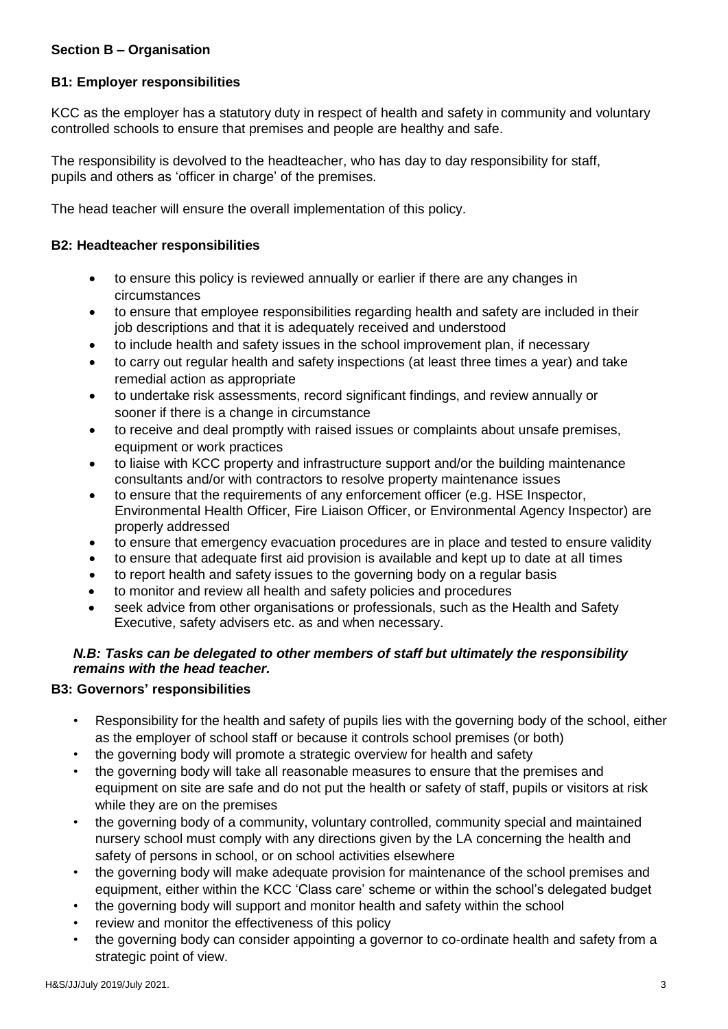## Section B – Organisation

### B1: Employer responsibilities

KCC as the employer has a statutory duty in respect of health and safety in community and voluntary controlled schools to ensure that premises and people are healthy and safe.

The responsibility is devolved to the headteacher, who has day to day responsibility for staff, pupils and others as 'officer in charge' of the premises.

The head teacher will ensure the overall implementation of this policy.

### B2: Headteacher responsibilities

- to ensure this policy is reviewed annually or earlier if there are any changes in circumstances
- to ensure that employee responsibilities regarding health and safety are included in their job descriptions and that it is adequately received and understood
- to include health and safety issues in the school improvement plan, if necessary
- to carry out regular health and safety inspections (at least three times a year) and take remedial action as appropriate
- to undertake risk assessments, record significant findings, and review annually or sooner if there is a change in circumstance
- to receive and deal promptly with raised issues or complaints about unsafe premises, equipment or work practices
- to liaise with KCC property and infrastructure support and/or the building maintenance consultants and/or with contractors to resolve property maintenance issues
- to ensure that the requirements of any enforcement officer (e.g. HSE Inspector, Environmental Health Officer, Fire Liaison Officer, or Environmental Agency Inspector) are properly addressed
- to ensure that emergency evacuation procedures are in place and tested to ensure validity
- to ensure that adequate first aid provision is available and kept up to date at all times
- to report health and safety issues to the governing body on a regular basis
- to monitor and review all health and safety policies and procedures
- seek advice from other organisations or professionals, such as the Health and Safety Executive, safety advisers etc. as and when necessary.

***N.B: Tasks can be delegated to other members of staff but ultimately the responsibility remains with the head teacher.***

### B3: Governors' responsibilities

- Responsibility for the health and safety of pupils lies with the governing body of the school, either as the employer of school staff or because it controls school premises (or both)
- the governing body will promote a strategic overview for health and safety
- the governing body will take all reasonable measures to ensure that the premises and equipment on site are safe and do not put the health or safety of staff, pupils or visitors at risk while they are on the premises
- the governing body of a community, voluntary controlled, community special and maintained nursery school must comply with any directions given by the LA concerning the health and safety of persons in school, or on school activities elsewhere
- the governing body will make adequate provision for maintenance of the school premises and equipment, either within the KCC 'Class care' scheme or within the school's delegated budget
- the governing body will support and monitor health and safety within the school
- review and monitor the effectiveness of this policy
- the governing body can consider appointing a governor to co-ordinate health and safety from a strategic point of view.

H&S/JJ/July 2019/July 2021.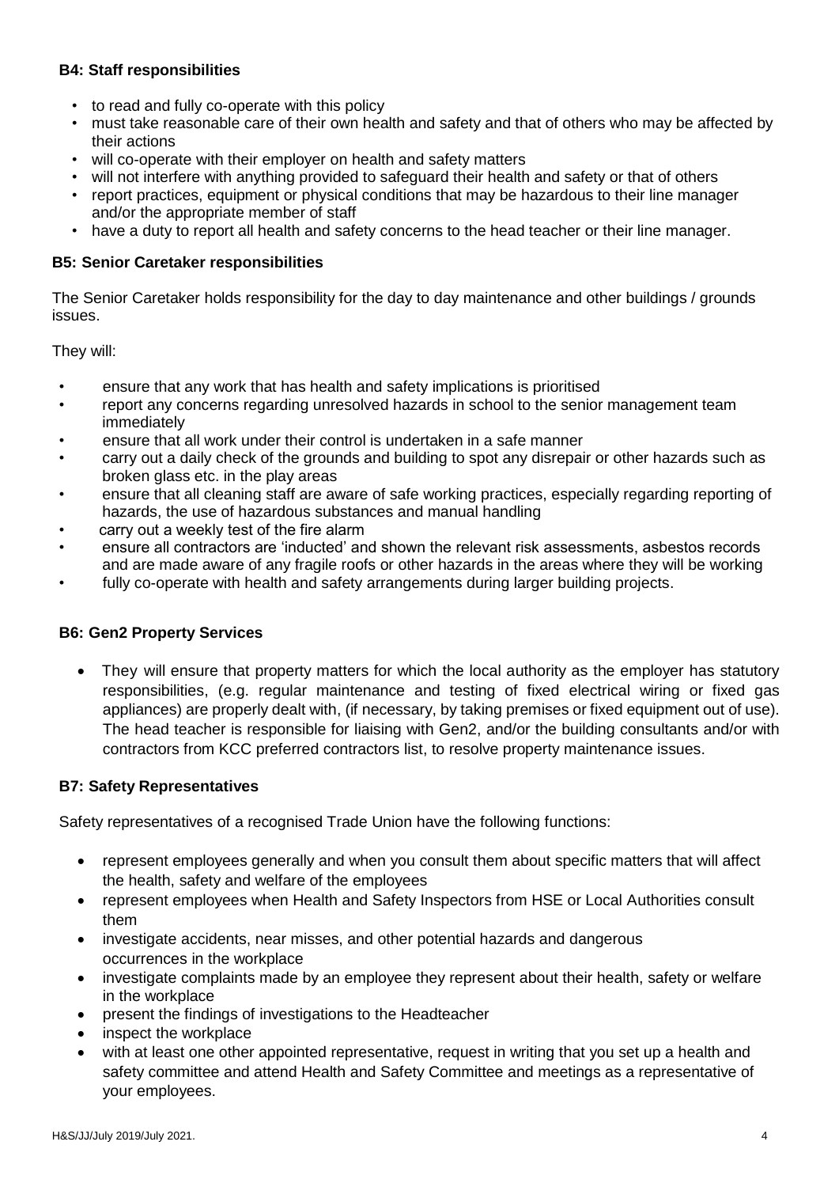### B4: Staff responsibilities

- to read and fully co-operate with this policy
- must take reasonable care of their own health and safety and that of others who may be affected by their actions
- will co-operate with their employer on health and safety matters
- will not interfere with anything provided to safeguard their health and safety or that of others
- report practices, equipment or physical conditions that may be hazardous to their line manager and/or the appropriate member of staff
- have a duty to report all health and safety concerns to the head teacher or their line manager.

### B5: Senior Caretaker responsibilities

The Senior Caretaker holds responsibility for the day to day maintenance and other buildings / grounds issues.

They will:

- ensure that any work that has health and safety implications is prioritised
- report any concerns regarding unresolved hazards in school to the senior management team immediately
- ensure that all work under their control is undertaken in a safe manner
- carry out a daily check of the grounds and building to spot any disrepair or other hazards such as broken glass etc. in the play areas
- ensure that all cleaning staff are aware of safe working practices, especially regarding reporting of hazards, the use of hazardous substances and manual handling
- carry out a weekly test of the fire alarm
- ensure all contractors are 'inducted' and shown the relevant risk assessments, asbestos records and are made aware of any fragile roofs or other hazards in the areas where they will be working
- fully co-operate with health and safety arrangements during larger building projects.

### B6: Gen2 Property Services

- They will ensure that property matters for which the local authority as the employer has statutory responsibilities, (e.g. regular maintenance and testing of fixed electrical wiring or fixed gas appliances) are properly dealt with, (if necessary, by taking premises or fixed equipment out of use). The head teacher is responsible for liaising with Gen2, and/or the building consultants and/or with contractors from KCC preferred contractors list, to resolve property maintenance issues.

### B7: Safety Representatives

Safety representatives of a recognised Trade Union have the following functions:

- represent employees generally and when you consult them about specific matters that will affect the health, safety and welfare of the employees
- represent employees when Health and Safety Inspectors from HSE or Local Authorities consult them
- investigate accidents, near misses, and other potential hazards and dangerous occurrences in the workplace
- investigate complaints made by an employee they represent about their health, safety or welfare in the workplace
- present the findings of investigations to the Headteacher
- inspect the workplace
- with at least one other appointed representative, request in writing that you set up a health and safety committee and attend Health and Safety Committee and meetings as a representative of your employees.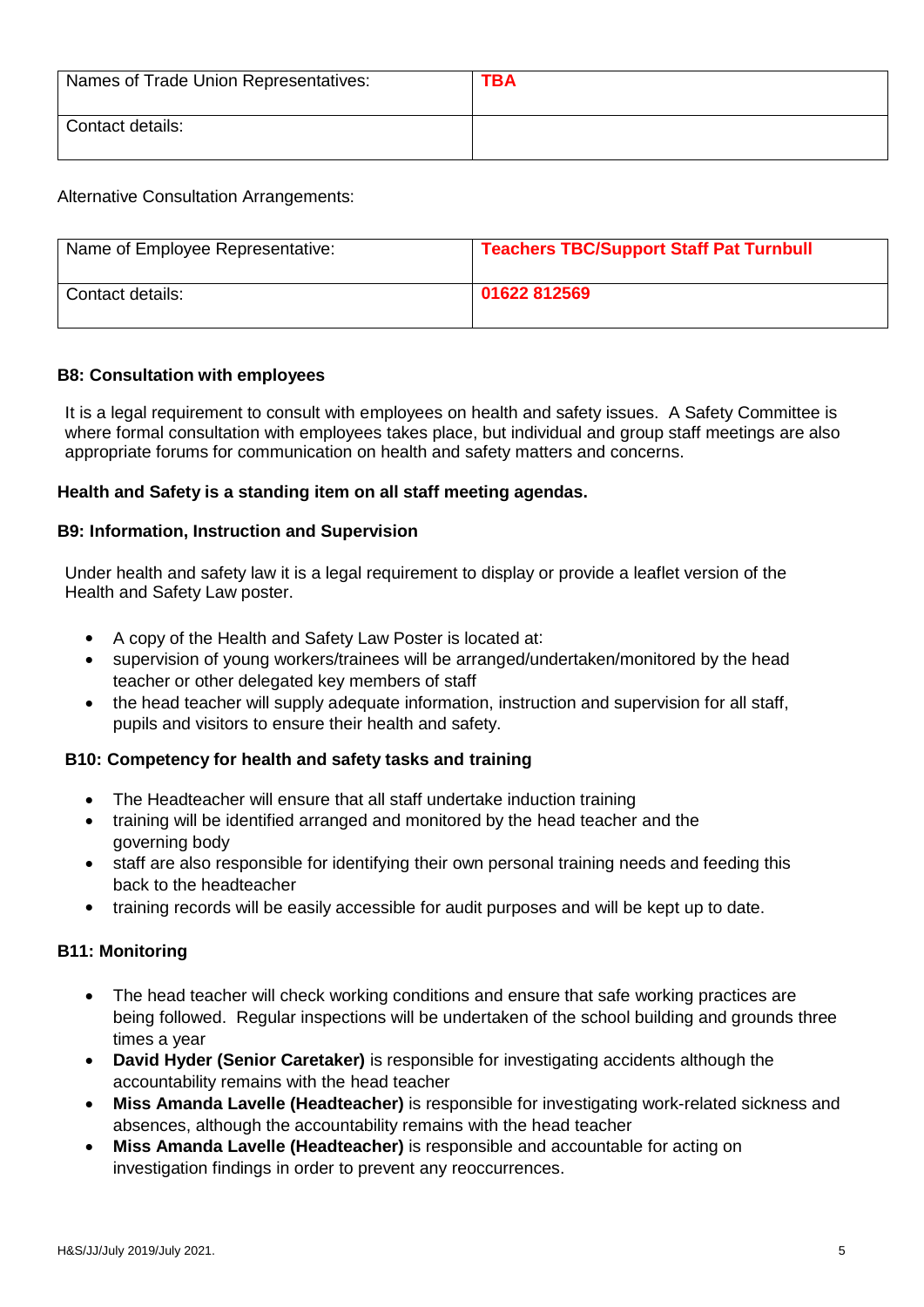| Names of Trade Union Representatives: | **TBA** |
|---|---|
| Contact details: | |

Alternative Consultation Arrangements:

| Name of Employee Representative: | **Teachers TBC/Support Staff Pat Turnbull** |
|---|---|
| Contact details: | **01622 812569** |

**B8: Consultation with employees**

It is a legal requirement to consult with employees on health and safety issues. A Safety Committee is where formal consultation with employees takes place, but individual and group staff meetings are also appropriate forums for communication on health and safety matters and concerns.

**Health and Safety is a standing item on all staff meeting agendas.**

**B9: Information, Instruction and Supervision**

Under health and safety law it is a legal requirement to display or provide a leaflet version of the Health and Safety Law poster.

- A copy of the Health and Safety Law Poster is located at:
- supervision of young workers/trainees will be arranged/undertaken/monitored by the head teacher or other delegated key members of staff
- the head teacher will supply adequate information, instruction and supervision for all staff, pupils and visitors to ensure their health and safety.

**B10: Competency for health and safety tasks and training**

- The Headteacher will ensure that all staff undertake induction training
- training will be identified arranged and monitored by the head teacher and the governing body
- staff are also responsible for identifying their own personal training needs and feeding this back to the headteacher
- training records will be easily accessible for audit purposes and will be kept up to date.

**B11: Monitoring**

- The head teacher will check working conditions and ensure that safe working practices are being followed. Regular inspections will be undertaken of the school building and grounds three times a year
- **David Hyder (Senior Caretaker)** is responsible for investigating accidents although the accountability remains with the head teacher
- **Miss Amanda Lavelle (Headteacher)** is responsible for investigating work-related sickness and absences, although the accountability remains with the head teacher
- **Miss Amanda Lavelle (Headteacher)** is responsible and accountable for acting on investigation findings in order to prevent any reoccurrences.

H&S/JJ/July 2019/July 2021.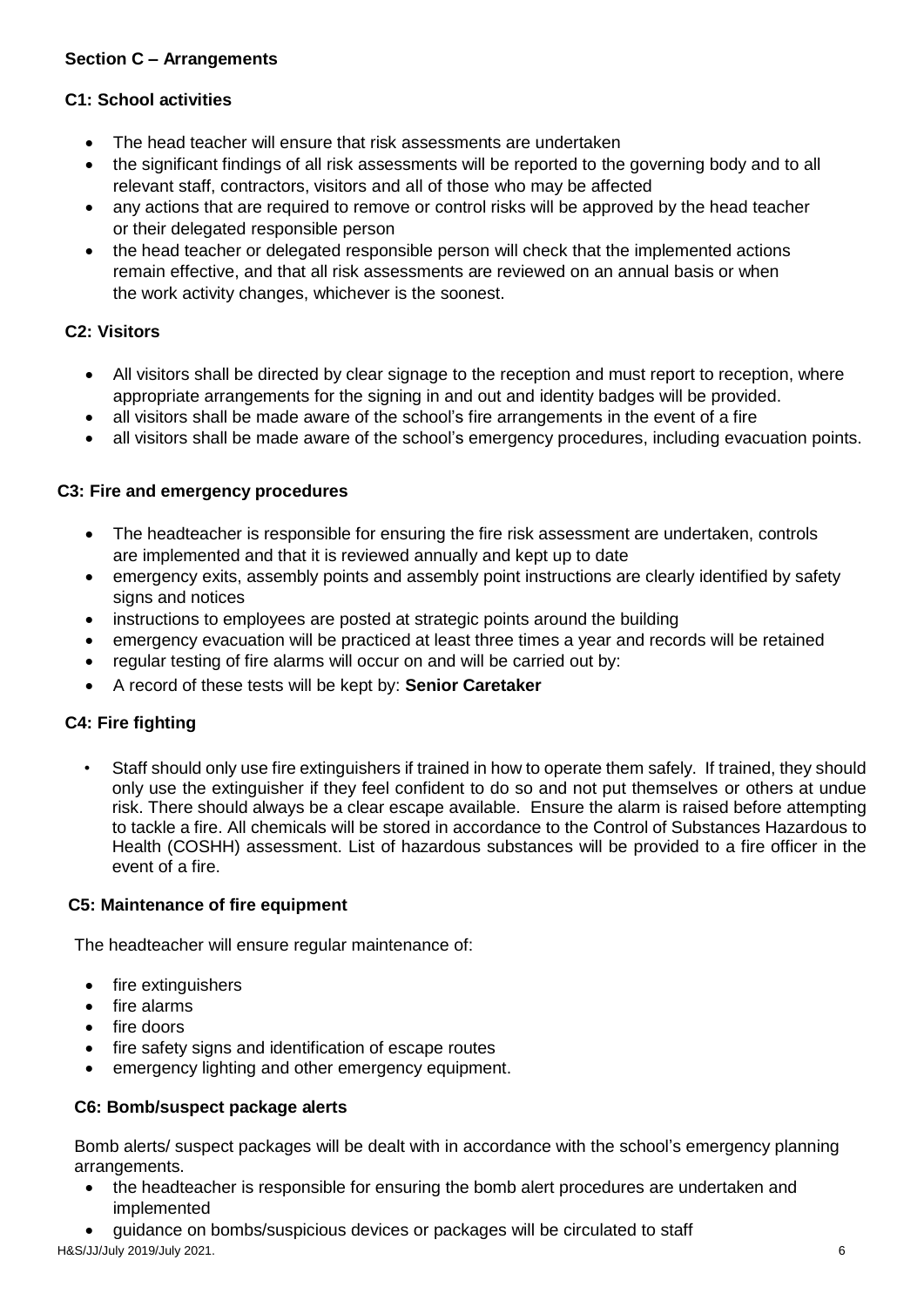## Section C – Arrangements

### C1: School activities

- The head teacher will ensure that risk assessments are undertaken
- the significant findings of all risk assessments will be reported to the governing body and to all relevant staff, contractors, visitors and all of those who may be affected
- any actions that are required to remove or control risks will be approved by the head teacher or their delegated responsible person
- the head teacher or delegated responsible person will check that the implemented actions remain effective, and that all risk assessments are reviewed on an annual basis or when the work activity changes, whichever is the soonest.

### C2: Visitors

- All visitors shall be directed by clear signage to the reception and must report to reception, where appropriate arrangements for the signing in and out and identity badges will be provided.
- all visitors shall be made aware of the school's fire arrangements in the event of a fire
- all visitors shall be made aware of the school's emergency procedures, including evacuation points.

### C3: Fire and emergency procedures

- The headteacher is responsible for ensuring the fire risk assessment are undertaken, controls are implemented and that it is reviewed annually and kept up to date
- emergency exits, assembly points and assembly point instructions are clearly identified by safety signs and notices
- instructions to employees are posted at strategic points around the building
- emergency evacuation will be practiced at least three times a year and records will be retained
- regular testing of fire alarms will occur on and will be carried out by:
- A record of these tests will be kept by: **Senior Caretaker**

### C4: Fire fighting

- Staff should only use fire extinguishers if trained in how to operate them safely. If trained, they should only use the extinguisher if they feel confident to do so and not put themselves or others at undue risk. There should always be a clear escape available. Ensure the alarm is raised before attempting to tackle a fire. All chemicals will be stored in accordance to the Control of Substances Hazardous to Health (COSHH) assessment. List of hazardous substances will be provided to a fire officer in the event of a fire.

### C5: Maintenance of fire equipment

The headteacher will ensure regular maintenance of:

- fire extinguishers
- fire alarms
- fire doors
- fire safety signs and identification of escape routes
- emergency lighting and other emergency equipment.

### C6: Bomb/suspect package alerts

Bomb alerts/ suspect packages will be dealt with in accordance with the school's emergency planning arrangements.

- the headteacher is responsible for ensuring the bomb alert procedures are undertaken and implemented
- guidance on bombs/suspicious devices or packages will be circulated to staff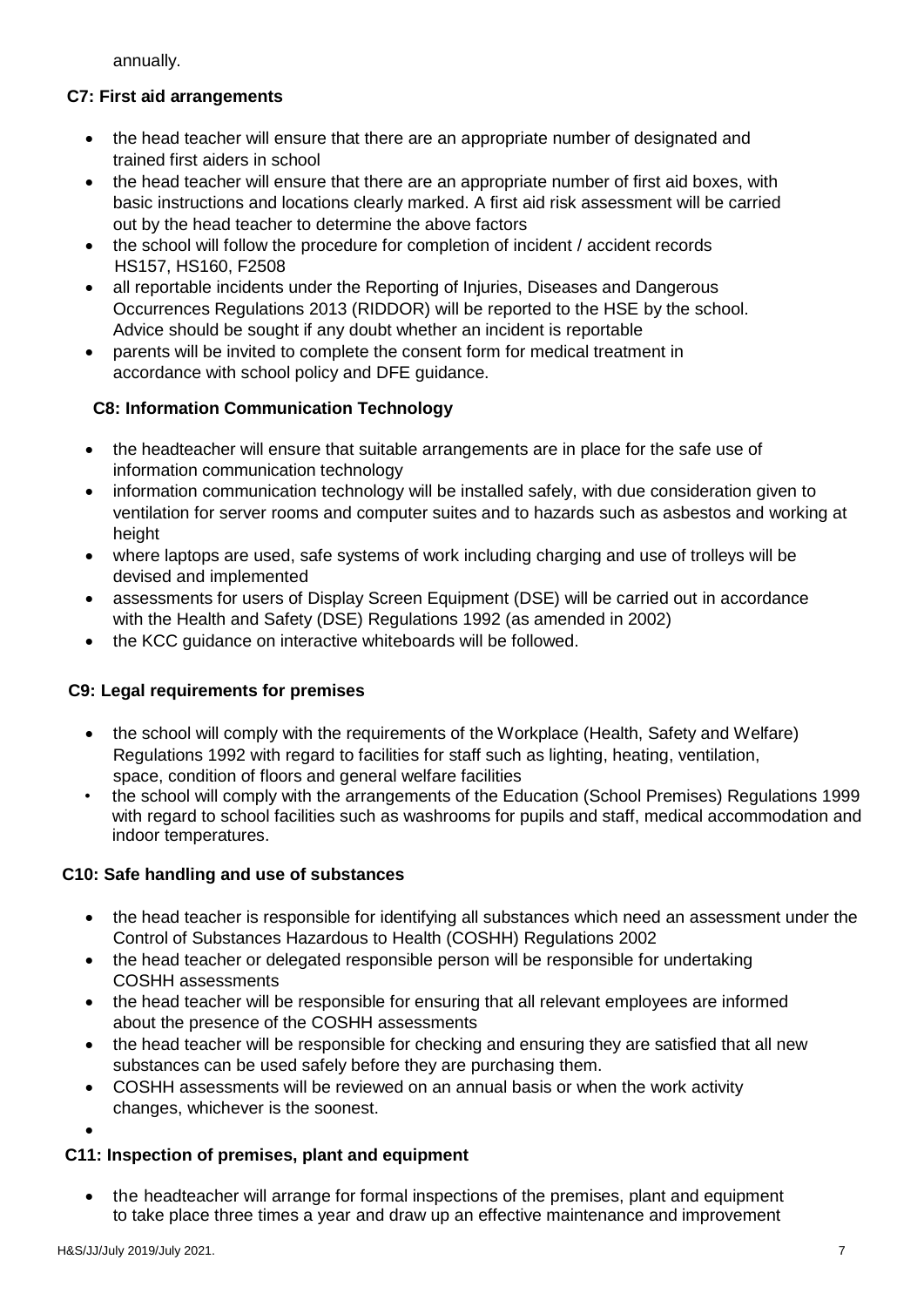annually.

**C7: First aid arrangements**

- the head teacher will ensure that there are an appropriate number of designated and trained first aiders in school
- the head teacher will ensure that there are an appropriate number of first aid boxes, with basic instructions and locations clearly marked. A first aid risk assessment will be carried out by the head teacher to determine the above factors
- the school will follow the procedure for completion of incident / accident records HS157, HS160, F2508
- all reportable incidents under the Reporting of Injuries, Diseases and Dangerous Occurrences Regulations 2013 (RIDDOR) will be reported to the HSE by the school. Advice should be sought if any doubt whether an incident is reportable
- parents will be invited to complete the consent form for medical treatment in accordance with school policy and DFE guidance.

**C8: Information Communication Technology**

- the headteacher will ensure that suitable arrangements are in place for the safe use of information communication technology
- information communication technology will be installed safely, with due consideration given to ventilation for server rooms and computer suites and to hazards such as asbestos and working at height
- where laptops are used, safe systems of work including charging and use of trolleys will be devised and implemented
- assessments for users of Display Screen Equipment (DSE) will be carried out in accordance with the Health and Safety (DSE) Regulations 1992 (as amended in 2002)
- the KCC guidance on interactive whiteboards will be followed.

**C9: Legal requirements for premises**

- the school will comply with the requirements of the Workplace (Health, Safety and Welfare) Regulations 1992 with regard to facilities for staff such as lighting, heating, ventilation, space, condition of floors and general welfare facilities
- the school will comply with the arrangements of the Education (School Premises) Regulations 1999 with regard to school facilities such as washrooms for pupils and staff, medical accommodation and indoor temperatures.

**C10: Safe handling and use of substances**

- the head teacher is responsible for identifying all substances which need an assessment under the Control of Substances Hazardous to Health (COSHH) Regulations 2002
- the head teacher or delegated responsible person will be responsible for undertaking COSHH assessments
- the head teacher will be responsible for ensuring that all relevant employees are informed about the presence of the COSHH assessments
- the head teacher will be responsible for checking and ensuring they are satisfied that all new substances can be used safely before they are purchasing them.
- COSHH assessments will be reviewed on an annual basis or when the work activity changes, whichever is the soonest.

**C11: Inspection of premises, plant and equipment**

- the headteacher will arrange for formal inspections of the premises, plant and equipment to take place three times a year and draw up an effective maintenance and improvement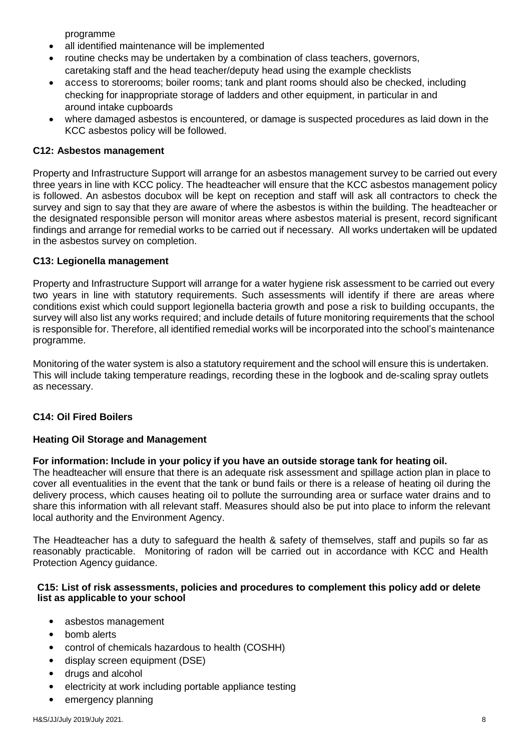programme

- all identified maintenance will be implemented
- routine checks may be undertaken by a combination of class teachers, governors, caretaking staff and the head teacher/deputy head using the example checklists
- access to storerooms; boiler rooms; tank and plant rooms should also be checked, including checking for inappropriate storage of ladders and other equipment, in particular in and around intake cupboards
- where damaged asbestos is encountered, or damage is suspected procedures as laid down in the KCC asbestos policy will be followed.

### C12: Asbestos management

Property and Infrastructure Support will arrange for an asbestos management survey to be carried out every three years in line with KCC policy. The headteacher will ensure that the KCC asbestos management policy is followed. An asbestos docubox will be kept on reception and staff will ask all contractors to check the survey and sign to say that they are aware of where the asbestos is within the building. The headteacher or the designated responsible person will monitor areas where asbestos material is present, record significant findings and arrange for remedial works to be carried out if necessary. All works undertaken will be updated in the asbestos survey on completion.

### C13: Legionella management

Property and Infrastructure Support will arrange for a water hygiene risk assessment to be carried out every two years in line with statutory requirements. Such assessments will identify if there are areas where conditions exist which could support legionella bacteria growth and pose a risk to building occupants, the survey will also list any works required; and include details of future monitoring requirements that the school is responsible for. Therefore, all identified remedial works will be incorporated into the school's maintenance programme.

Monitoring of the water system is also a statutory requirement and the school will ensure this is undertaken. This will include taking temperature readings, recording these in the logbook and de-scaling spray outlets as necessary.

### C14: Oil Fired Boilers

### Heating Oil Storage and Management

**For information: Include in your policy if you have an outside storage tank for heating oil.**
The headteacher will ensure that there is an adequate risk assessment and spillage action plan in place to cover all eventualities in the event that the tank or bund fails or there is a release of heating oil during the delivery process, which causes heating oil to pollute the surrounding area or surface water drains and to share this information with all relevant staff. Measures should also be put into place to inform the relevant local authority and the Environment Agency.

The Headteacher has a duty to safeguard the health & safety of themselves, staff and pupils so far as reasonably practicable. Monitoring of radon will be carried out in accordance with KCC and Health Protection Agency guidance.

### C15: List of risk assessments, policies and procedures to complement this policy add or delete list as applicable to your school

- asbestos management
- bomb alerts
- control of chemicals hazardous to health (COSHH)
- display screen equipment (DSE)
- drugs and alcohol
- electricity at work including portable appliance testing
- emergency planning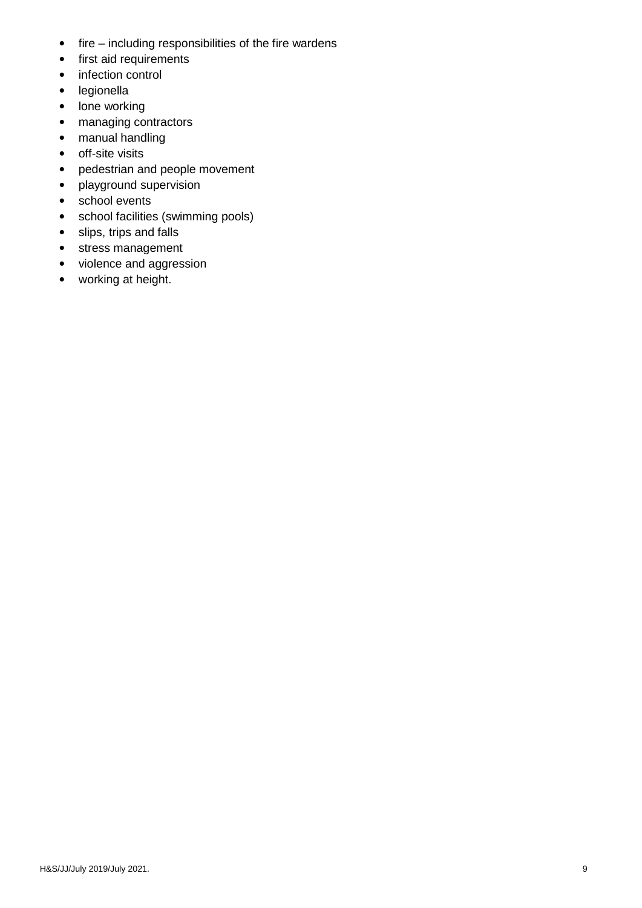- fire – including responsibilities of the fire wardens
- first aid requirements
- infection control
- legionella
- lone working
- managing contractors
- manual handling
- off-site visits
- pedestrian and people movement
- playground supervision
- school events
- school facilities (swimming pools)
- slips, trips and falls
- stress management
- violence and aggression
- working at height.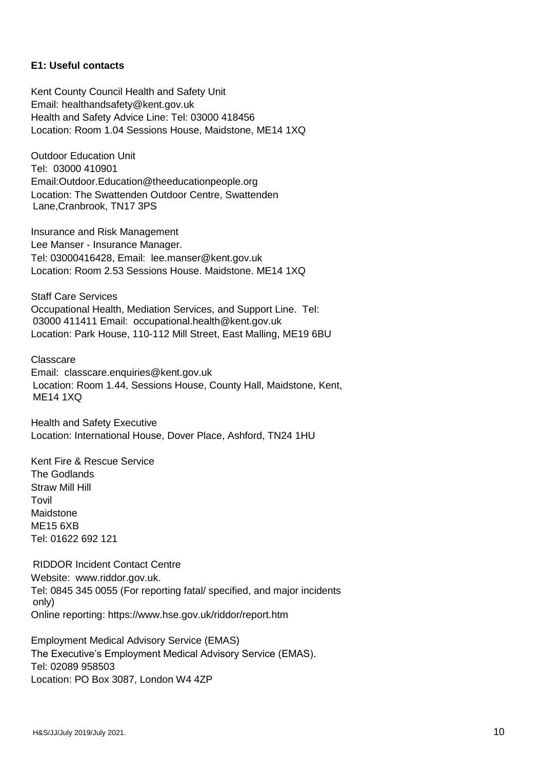### E1: Useful contacts

Kent County Council Health and Safety Unit
Email: healthandsafety@kent.gov.uk
Health and Safety Advice Line: Tel: 03000 418456
Location: Room 1.04 Sessions House, Maidstone, ME14 1XQ

Outdoor Education Unit
Tel: 03000 410901
Email:Outdoor.Education@theeducationpeople.org
Location: The Swattenden Outdoor Centre, Swattenden Lane,Cranbrook, TN17 3PS

Insurance and Risk Management
Lee Manser - Insurance Manager.
Tel: 03000416428, Email: lee.manser@kent.gov.uk
Location: Room 2.53 Sessions House. Maidstone. ME14 1XQ

Staff Care Services
Occupational Health, Mediation Services, and Support Line. Tel: 03000 411411 Email: occupational.health@kent.gov.uk
Location: Park House, 110-112 Mill Street, East Malling, ME19 6BU

Classcare
Email: classcare.enquiries@kent.gov.uk
Location: Room 1.44, Sessions House, County Hall, Maidstone, Kent, ME14 1XQ

Health and Safety Executive
Location: International House, Dover Place, Ashford, TN24 1HU

Kent Fire & Rescue Service
The Godlands
Straw Mill Hill
Tovil
Maidstone
ME15 6XB
Tel: 01622 692 121

RIDDOR Incident Contact Centre
Website: www.riddor.gov.uk.
Tel: 0845 345 0055 (For reporting fatal/ specified, and major incidents only)
Online reporting: https://www.hse.gov.uk/riddor/report.htm

Employment Medical Advisory Service (EMAS)
The Executive's Employment Medical Advisory Service (EMAS).
Tel: 02089 958503
Location: PO Box 3087, London W4 4ZP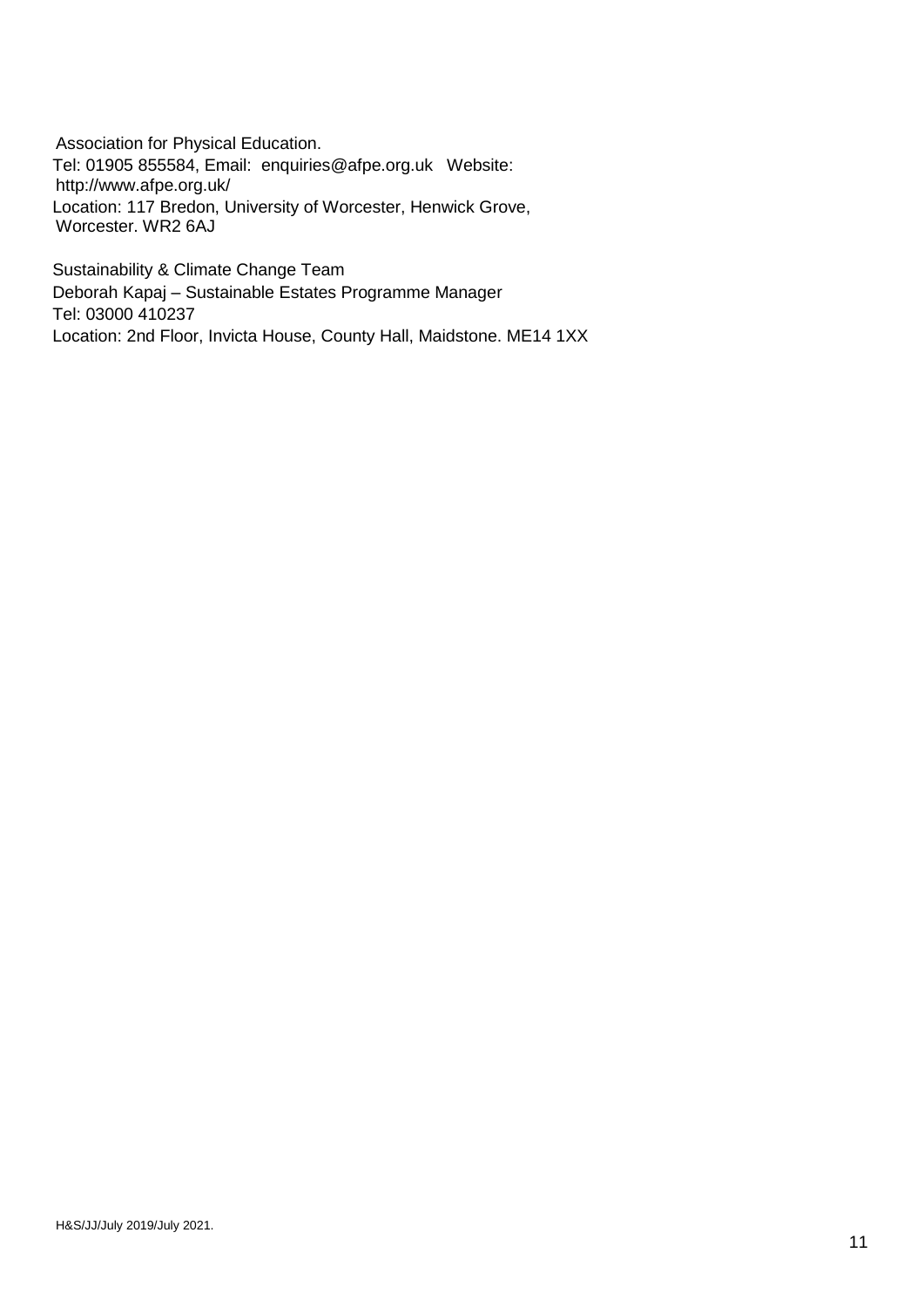Association for Physical Education.
Tel: 01905 855584, Email: enquiries@afpe.org.uk Website: http://www.afpe.org.uk/
Location: 117 Bredon, University of Worcester, Henwick Grove, Worcester. WR2 6AJ

Sustainability & Climate Change Team
Deborah Kapaj – Sustainable Estates Programme Manager
Tel: 03000 410237
Location: 2nd Floor, Invicta House, County Hall, Maidstone. ME14 1XX

H&S/JJ/July 2019/July 2021.